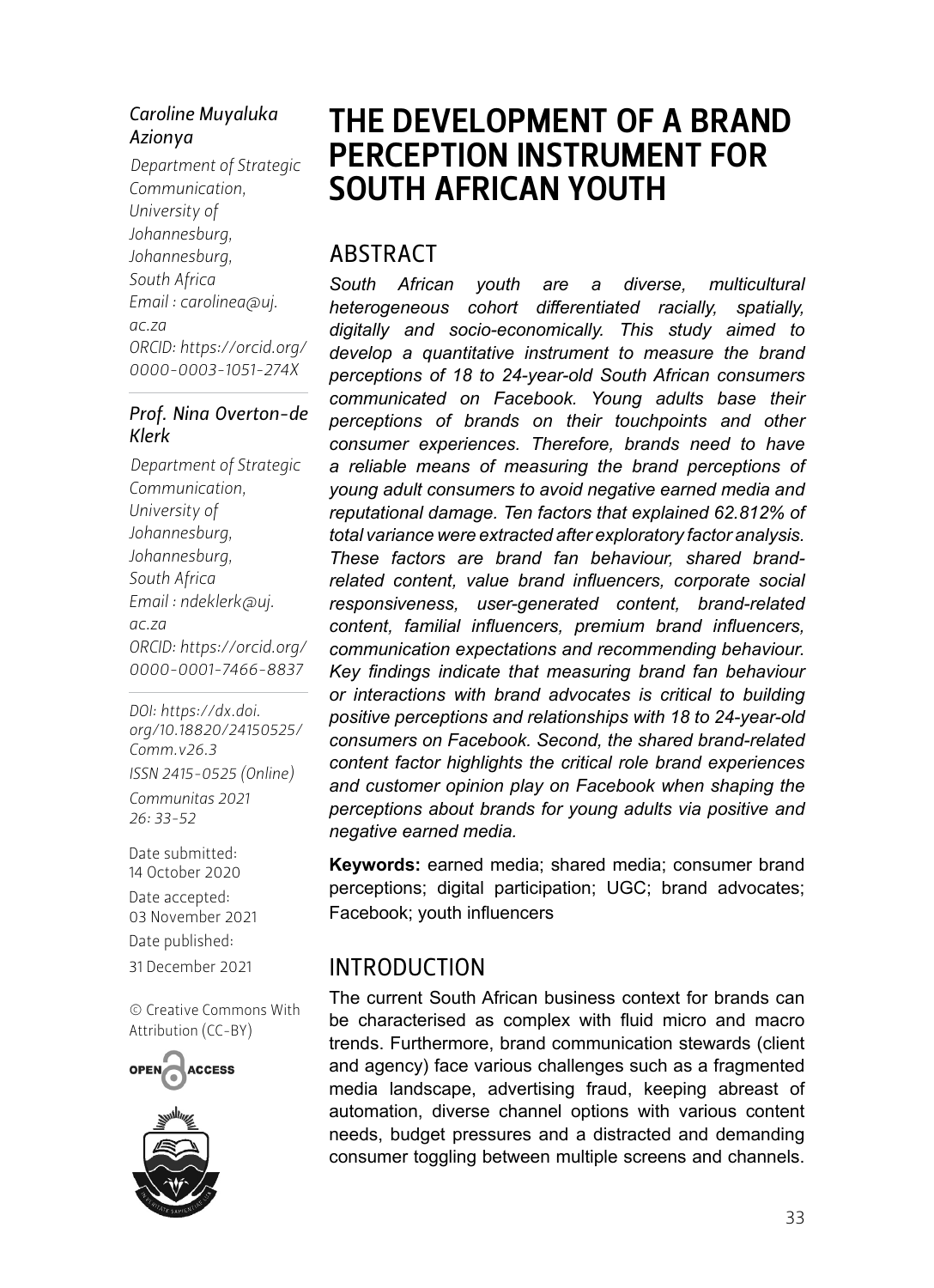*Caroline Muyaluka Azionya*

Department of Strategic Communication, University of Johannesburg, Johannesburg, South Africa
Email : carolinea@uj.ac.za
ORCID: https://orcid.org/0000-0003-1051-274X

*Prof. Nina Overton-de Klerk*

Department of Strategic Communication, University of Johannesburg, Johannesburg, South Africa
Email : ndeklerk@uj.ac.za
ORCID: https://orcid.org/0000-0001-7466-8837

DOI: https://dx.doi.org/10.18820/24150525/Comm.v26.3
ISSN 2415-0525 (Online)
Communitas 2021 26: 33-52

Date submitted: 14 October 2020
Date accepted: 03 November 2021
Date published: 31 December 2021

© Creative Commons With Attribution (CC-BY)

# THE DEVELOPMENT OF A BRAND PERCEPTION INSTRUMENT FOR SOUTH AFRICAN YOUTH

## ABSTRACT

*South African youth are a diverse, multicultural heterogeneous cohort differentiated racially, spatially, digitally and socio-economically. This study aimed to develop a quantitative instrument to measure the brand perceptions of 18 to 24-year-old South African consumers communicated on Facebook. Young adults base their perceptions of brands on their touchpoints and other consumer experiences. Therefore, brands need to have a reliable means of measuring the brand perceptions of young adult consumers to avoid negative earned media and reputational damage. Ten factors that explained 62.812% of total variance were extracted after exploratory factor analysis. These factors are brand fan behaviour, shared brand-related content, value brand influencers, corporate social responsiveness, user-generated content, brand-related content, familial influencers, premium brand influencers, communication expectations and recommending behaviour. Key findings indicate that measuring brand fan behaviour or interactions with brand advocates is critical to building positive perceptions and relationships with 18 to 24-year-old consumers on Facebook. Second, the shared brand-related content factor highlights the critical role brand experiences and customer opinion play on Facebook when shaping the perceptions about brands for young adults via positive and negative earned media.*

**Keywords:** earned media; shared media; consumer brand perceptions; digital participation; UGC; brand advocates; Facebook; youth influencers

## INTRODUCTION

The current South African business context for brands can be characterised as complex with fluid micro and macro trends. Furthermore, brand communication stewards (client and agency) face various challenges such as a fragmented media landscape, advertising fraud, keeping abreast of automation, diverse channel options with various content needs, budget pressures and a distracted and demanding consumer toggling between multiple screens and channels.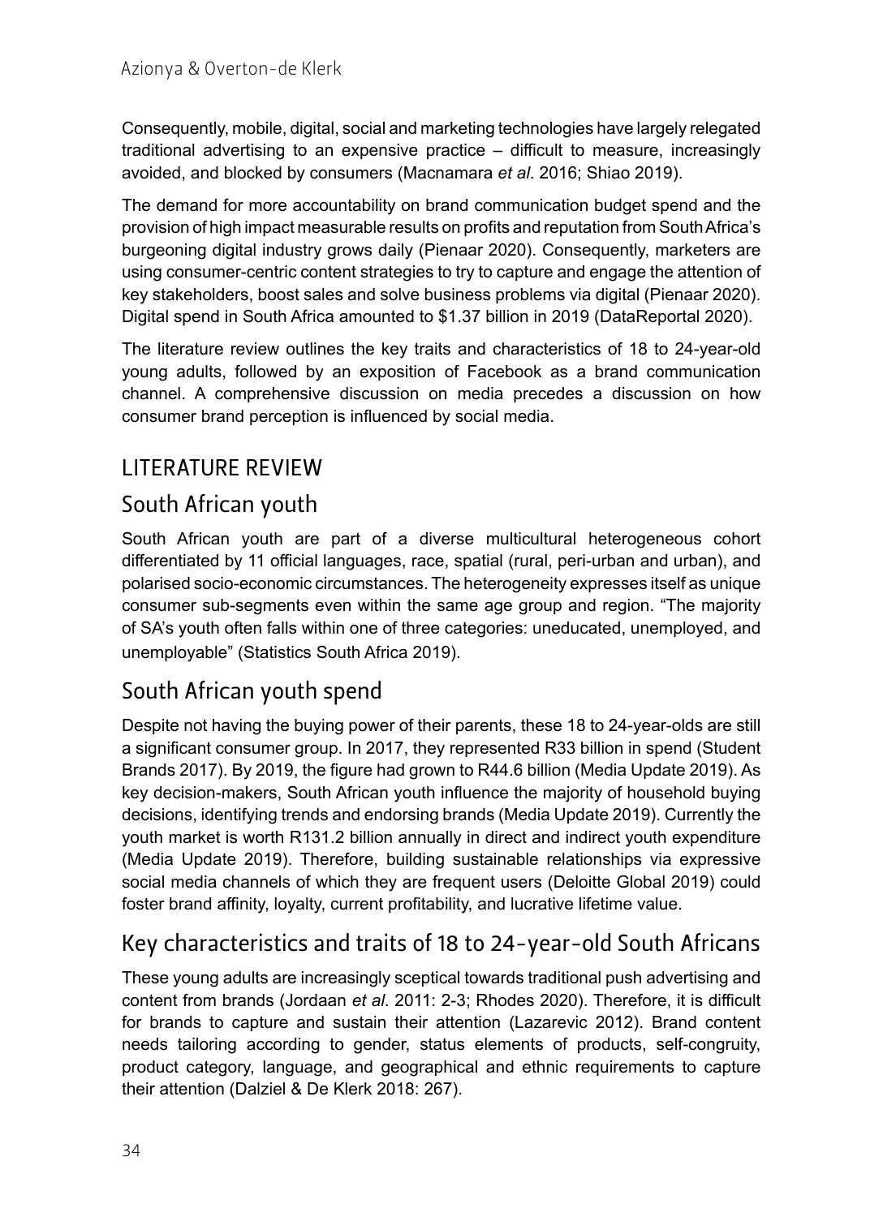Consequently, mobile, digital, social and marketing technologies have largely relegated traditional advertising to an expensive practice – difficult to measure, increasingly avoided, and blocked by consumers (Macnamara *et al*. 2016; Shiao 2019).

The demand for more accountability on brand communication budget spend and the provision of high impact measurable results on profits and reputation from South Africa's burgeoning digital industry grows daily (Pienaar 2020). Consequently, marketers are using consumer-centric content strategies to try to capture and engage the attention of key stakeholders, boost sales and solve business problems via digital (Pienaar 2020). Digital spend in South Africa amounted to $1.37 billion in 2019 (DataReportal 2020).

The literature review outlines the key traits and characteristics of 18 to 24-year-old young adults, followed by an exposition of Facebook as a brand communication channel. A comprehensive discussion on media precedes a discussion on how consumer brand perception is influenced by social media.

## LITERATURE REVIEW

### South African youth

South African youth are part of a diverse multicultural heterogeneous cohort differentiated by 11 official languages, race, spatial (rural, peri-urban and urban), and polarised socio-economic circumstances. The heterogeneity expresses itself as unique consumer sub-segments even within the same age group and region. "The majority of SA's youth often falls within one of three categories: uneducated, unemployed, and unemployable" (Statistics South Africa 2019).

### South African youth spend

Despite not having the buying power of their parents, these 18 to 24-year-olds are still a significant consumer group. In 2017, they represented R33 billion in spend (Student Brands 2017). By 2019, the figure had grown to R44.6 billion (Media Update 2019). As key decision-makers, South African youth influence the majority of household buying decisions, identifying trends and endorsing brands (Media Update 2019). Currently the youth market is worth R131.2 billion annually in direct and indirect youth expenditure (Media Update 2019). Therefore, building sustainable relationships via expressive social media channels of which they are frequent users (Deloitte Global 2019) could foster brand affinity, loyalty, current profitability, and lucrative lifetime value.

### Key characteristics and traits of 18 to 24-year-old South Africans

These young adults are increasingly sceptical towards traditional push advertising and content from brands (Jordaan *et al*. 2011: 2-3; Rhodes 2020). Therefore, it is difficult for brands to capture and sustain their attention (Lazarevic 2012). Brand content needs tailoring according to gender, status elements of products, self-congruity, product category, language, and geographical and ethnic requirements to capture their attention (Dalziel & De Klerk 2018: 267).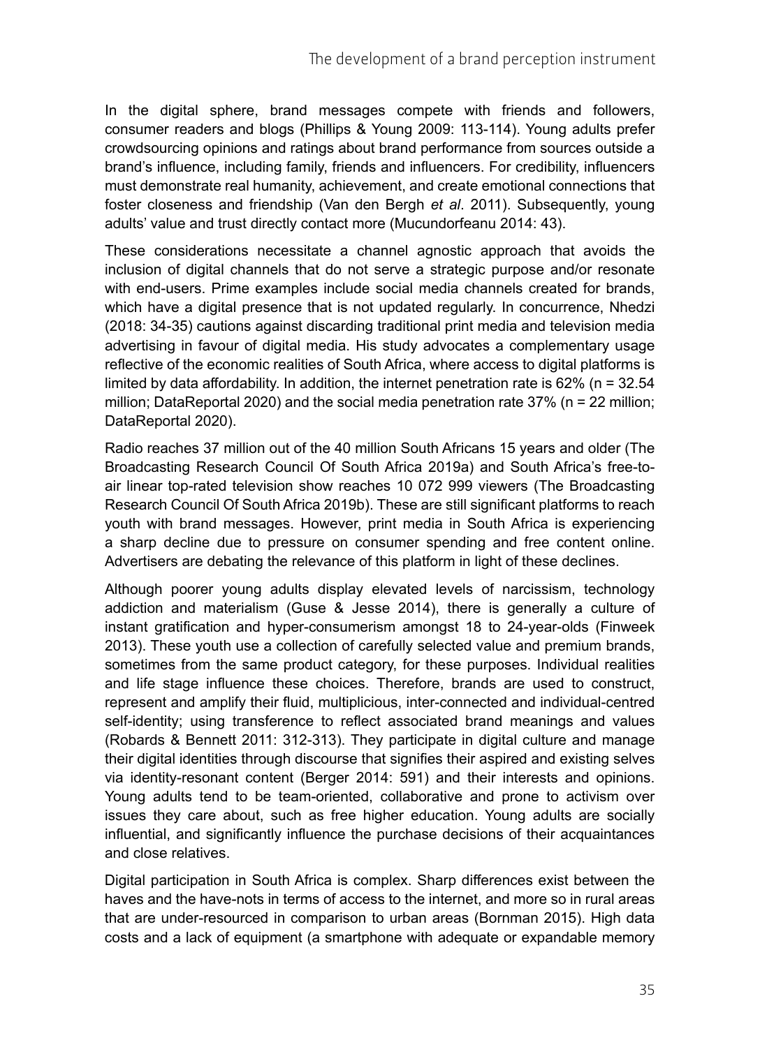In the digital sphere, brand messages compete with friends and followers, consumer readers and blogs (Phillips & Young 2009: 113-114). Young adults prefer crowdsourcing opinions and ratings about brand performance from sources outside a brand's influence, including family, friends and influencers. For credibility, influencers must demonstrate real humanity, achievement, and create emotional connections that foster closeness and friendship (Van den Bergh *et al*. 2011). Subsequently, young adults' value and trust directly contact more (Mucundorfeanu 2014: 43).

These considerations necessitate a channel agnostic approach that avoids the inclusion of digital channels that do not serve a strategic purpose and/or resonate with end-users. Prime examples include social media channels created for brands, which have a digital presence that is not updated regularly. In concurrence, Nhedzi (2018: 34-35) cautions against discarding traditional print media and television media advertising in favour of digital media. His study advocates a complementary usage reflective of the economic realities of South Africa, where access to digital platforms is limited by data affordability. In addition, the internet penetration rate is 62% (n = 32.54 million; DataReportal 2020) and the social media penetration rate 37% (n = 22 million; DataReportal 2020).

Radio reaches 37 million out of the 40 million South Africans 15 years and older (The Broadcasting Research Council Of South Africa 2019a) and South Africa's free-to-air linear top-rated television show reaches 10 072 999 viewers (The Broadcasting Research Council Of South Africa 2019b). These are still significant platforms to reach youth with brand messages. However, print media in South Africa is experiencing a sharp decline due to pressure on consumer spending and free content online. Advertisers are debating the relevance of this platform in light of these declines.

Although poorer young adults display elevated levels of narcissism, technology addiction and materialism (Guse & Jesse 2014), there is generally a culture of instant gratification and hyper-consumerism amongst 18 to 24-year-olds (Finweek 2013). These youth use a collection of carefully selected value and premium brands, sometimes from the same product category, for these purposes. Individual realities and life stage influence these choices. Therefore, brands are used to construct, represent and amplify their fluid, multiplicious, inter-connected and individual-centred self-identity; using transference to reflect associated brand meanings and values (Robards & Bennett 2011: 312-313). They participate in digital culture and manage their digital identities through discourse that signifies their aspired and existing selves via identity-resonant content (Berger 2014: 591) and their interests and opinions. Young adults tend to be team-oriented, collaborative and prone to activism over issues they care about, such as free higher education. Young adults are socially influential, and significantly influence the purchase decisions of their acquaintances and close relatives.

Digital participation in South Africa is complex. Sharp differences exist between the haves and the have-nots in terms of access to the internet, and more so in rural areas that are under-resourced in comparison to urban areas (Bornman 2015). High data costs and a lack of equipment (a smartphone with adequate or expandable memory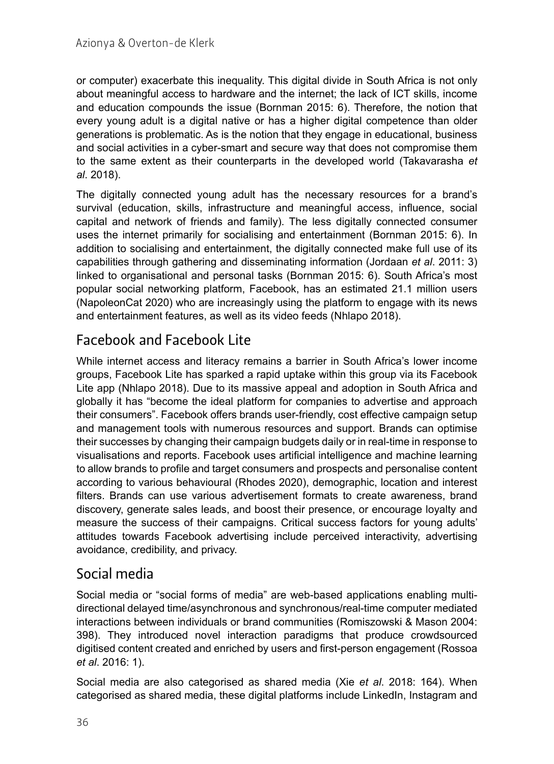or computer) exacerbate this inequality. This digital divide in South Africa is not only about meaningful access to hardware and the internet; the lack of ICT skills, income and education compounds the issue (Bornman 2015: 6). Therefore, the notion that every young adult is a digital native or has a higher digital competence than older generations is problematic. As is the notion that they engage in educational, business and social activities in a cyber-smart and secure way that does not compromise them to the same extent as their counterparts in the developed world (Takavarasha *et al*. 2018).

The digitally connected young adult has the necessary resources for a brand's survival (education, skills, infrastructure and meaningful access, influence, social capital and network of friends and family). The less digitally connected consumer uses the internet primarily for socialising and entertainment (Bornman 2015: 6). In addition to socialising and entertainment, the digitally connected make full use of its capabilities through gathering and disseminating information (Jordaan *et al*. 2011: 3) linked to organisational and personal tasks (Bornman 2015: 6). South Africa's most popular social networking platform, Facebook, has an estimated 21.1 million users (NapoleonCat 2020) who are increasingly using the platform to engage with its news and entertainment features, as well as its video feeds (Nhlapo 2018).

## Facebook and Facebook Lite

While internet access and literacy remains a barrier in South Africa's lower income groups, Facebook Lite has sparked a rapid uptake within this group via its Facebook Lite app (Nhlapo 2018). Due to its massive appeal and adoption in South Africa and globally it has "become the ideal platform for companies to advertise and approach their consumers". Facebook offers brands user-friendly, cost effective campaign setup and management tools with numerous resources and support. Brands can optimise their successes by changing their campaign budgets daily or in real-time in response to visualisations and reports. Facebook uses artificial intelligence and machine learning to allow brands to profile and target consumers and prospects and personalise content according to various behavioural (Rhodes 2020), demographic, location and interest filters. Brands can use various advertisement formats to create awareness, brand discovery, generate sales leads, and boost their presence, or encourage loyalty and measure the success of their campaigns. Critical success factors for young adults' attitudes towards Facebook advertising include perceived interactivity, advertising avoidance, credibility, and privacy.

## Social media

Social media or "social forms of media" are web-based applications enabling multi-directional delayed time/asynchronous and synchronous/real-time computer mediated interactions between individuals or brand communities (Romiszowski & Mason 2004: 398). They introduced novel interaction paradigms that produce crowdsourced digitised content created and enriched by users and first-person engagement (Rossoa *et al*. 2016: 1).

Social media are also categorised as shared media (Xie *et al*. 2018: 164). When categorised as shared media, these digital platforms include LinkedIn, Instagram and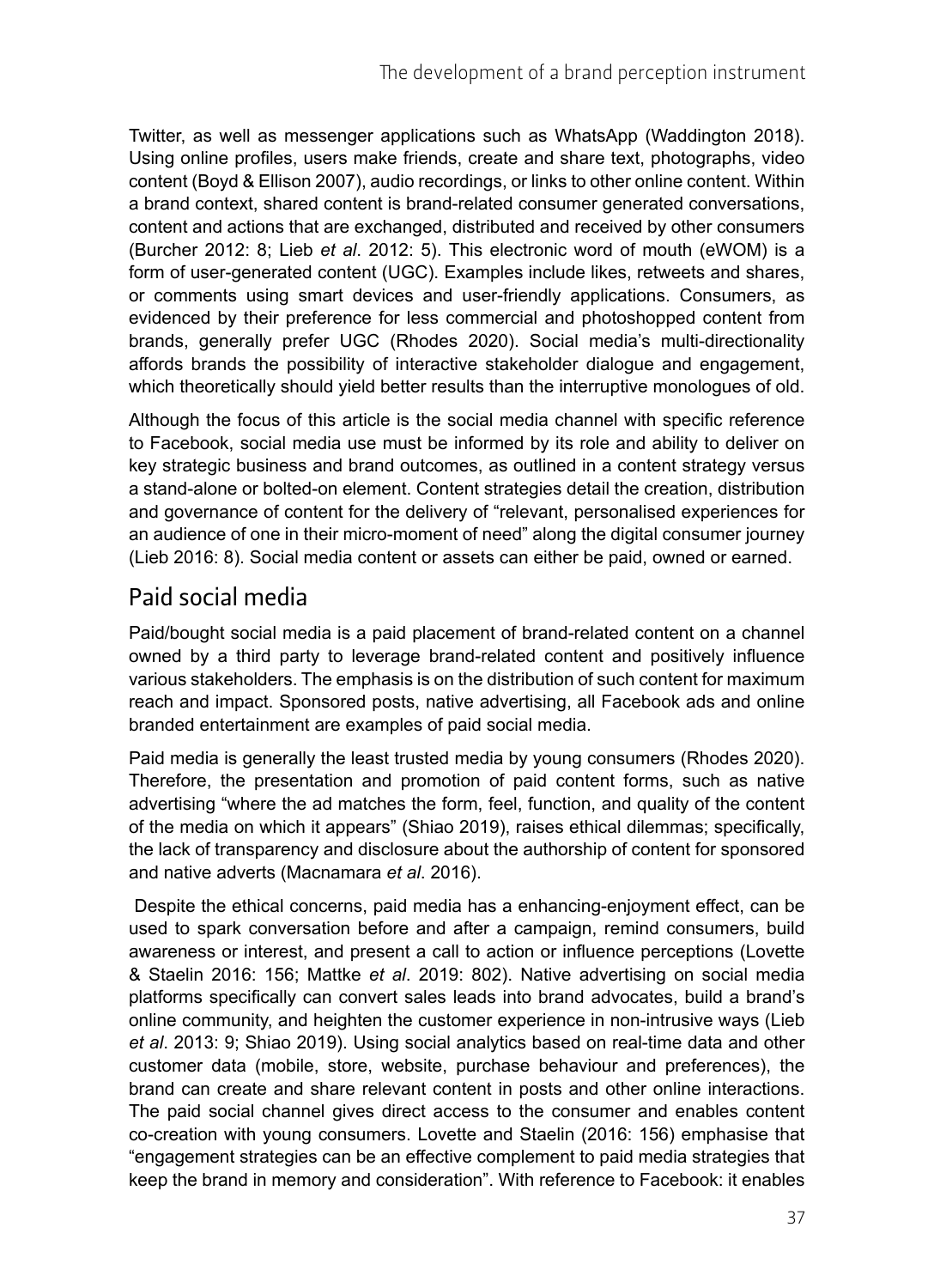Twitter, as well as messenger applications such as WhatsApp (Waddington 2018). Using online profiles, users make friends, create and share text, photographs, video content (Boyd & Ellison 2007), audio recordings, or links to other online content. Within a brand context, shared content is brand-related consumer generated conversations, content and actions that are exchanged, distributed and received by other consumers (Burcher 2012: 8; Lieb *et al*. 2012: 5). This electronic word of mouth (eWOM) is a form of user-generated content (UGC). Examples include likes, retweets and shares, or comments using smart devices and user-friendly applications. Consumers, as evidenced by their preference for less commercial and photoshopped content from brands, generally prefer UGC (Rhodes 2020). Social media's multi-directionality affords brands the possibility of interactive stakeholder dialogue and engagement, which theoretically should yield better results than the interruptive monologues of old.

Although the focus of this article is the social media channel with specific reference to Facebook, social media use must be informed by its role and ability to deliver on key strategic business and brand outcomes, as outlined in a content strategy versus a stand-alone or bolted-on element. Content strategies detail the creation, distribution and governance of content for the delivery of "relevant, personalised experiences for an audience of one in their micro-moment of need" along the digital consumer journey (Lieb 2016: 8). Social media content or assets can either be paid, owned or earned.

## Paid social media

Paid/bought social media is a paid placement of brand-related content on a channel owned by a third party to leverage brand-related content and positively influence various stakeholders. The emphasis is on the distribution of such content for maximum reach and impact. Sponsored posts, native advertising, all Facebook ads and online branded entertainment are examples of paid social media.

Paid media is generally the least trusted media by young consumers (Rhodes 2020). Therefore, the presentation and promotion of paid content forms, such as native advertising "where the ad matches the form, feel, function, and quality of the content of the media on which it appears" (Shiao 2019), raises ethical dilemmas; specifically, the lack of transparency and disclosure about the authorship of content for sponsored and native adverts (Macnamara *et al*. 2016).

Despite the ethical concerns, paid media has a enhancing-enjoyment effect, can be used to spark conversation before and after a campaign, remind consumers, build awareness or interest, and present a call to action or influence perceptions (Lovette & Staelin 2016: 156; Mattke *et al*. 2019: 802). Native advertising on social media platforms specifically can convert sales leads into brand advocates, build a brand's online community, and heighten the customer experience in non-intrusive ways (Lieb *et al*. 2013: 9; Shiao 2019). Using social analytics based on real-time data and other customer data (mobile, store, website, purchase behaviour and preferences), the brand can create and share relevant content in posts and other online interactions. The paid social channel gives direct access to the consumer and enables content co-creation with young consumers. Lovette and Staelin (2016: 156) emphasise that "engagement strategies can be an effective complement to paid media strategies that keep the brand in memory and consideration". With reference to Facebook: it enables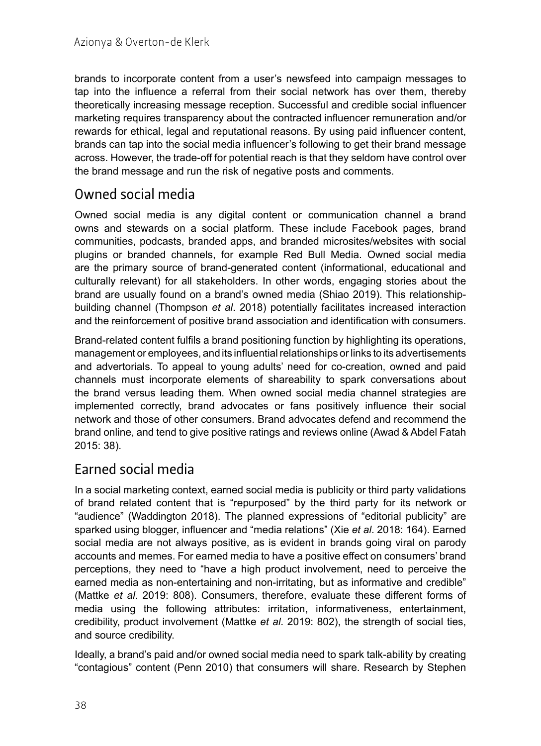brands to incorporate content from a user's newsfeed into campaign messages to tap into the influence a referral from their social network has over them, thereby theoretically increasing message reception. Successful and credible social influencer marketing requires transparency about the contracted influencer remuneration and/or rewards for ethical, legal and reputational reasons. By using paid influencer content, brands can tap into the social media influencer's following to get their brand message across. However, the trade-off for potential reach is that they seldom have control over the brand message and run the risk of negative posts and comments.

## Owned social media

Owned social media is any digital content or communication channel a brand owns and stewards on a social platform. These include Facebook pages, brand communities, podcasts, branded apps, and branded microsites/websites with social plugins or branded channels, for example Red Bull Media. Owned social media are the primary source of brand-generated content (informational, educational and culturally relevant) for all stakeholders. In other words, engaging stories about the brand are usually found on a brand's owned media (Shiao 2019). This relationship-building channel (Thompson *et al*. 2018) potentially facilitates increased interaction and the reinforcement of positive brand association and identification with consumers.

Brand-related content fulfils a brand positioning function by highlighting its operations, management or employees, and its influential relationships or links to its advertisements and advertorials. To appeal to young adults' need for co-creation, owned and paid channels must incorporate elements of shareability to spark conversations about the brand versus leading them. When owned social media channel strategies are implemented correctly, brand advocates or fans positively influence their social network and those of other consumers. Brand advocates defend and recommend the brand online, and tend to give positive ratings and reviews online (Awad & Abdel Fatah 2015: 38).

## Earned social media

In a social marketing context, earned social media is publicity or third party validations of brand related content that is "repurposed" by the third party for its network or "audience" (Waddington 2018). The planned expressions of "editorial publicity" are sparked using blogger, influencer and "media relations" (Xie *et al*. 2018: 164). Earned social media are not always positive, as is evident in brands going viral on parody accounts and memes. For earned media to have a positive effect on consumers' brand perceptions, they need to "have a high product involvement, need to perceive the earned media as non-entertaining and non-irritating, but as informative and credible" (Mattke *et al*. 2019: 808). Consumers, therefore, evaluate these different forms of media using the following attributes: irritation, informativeness, entertainment, credibility, product involvement (Mattke *et al*. 2019: 802), the strength of social ties, and source credibility.

Ideally, a brand's paid and/or owned social media need to spark talk-ability by creating "contagious" content (Penn 2010) that consumers will share. Research by Stephen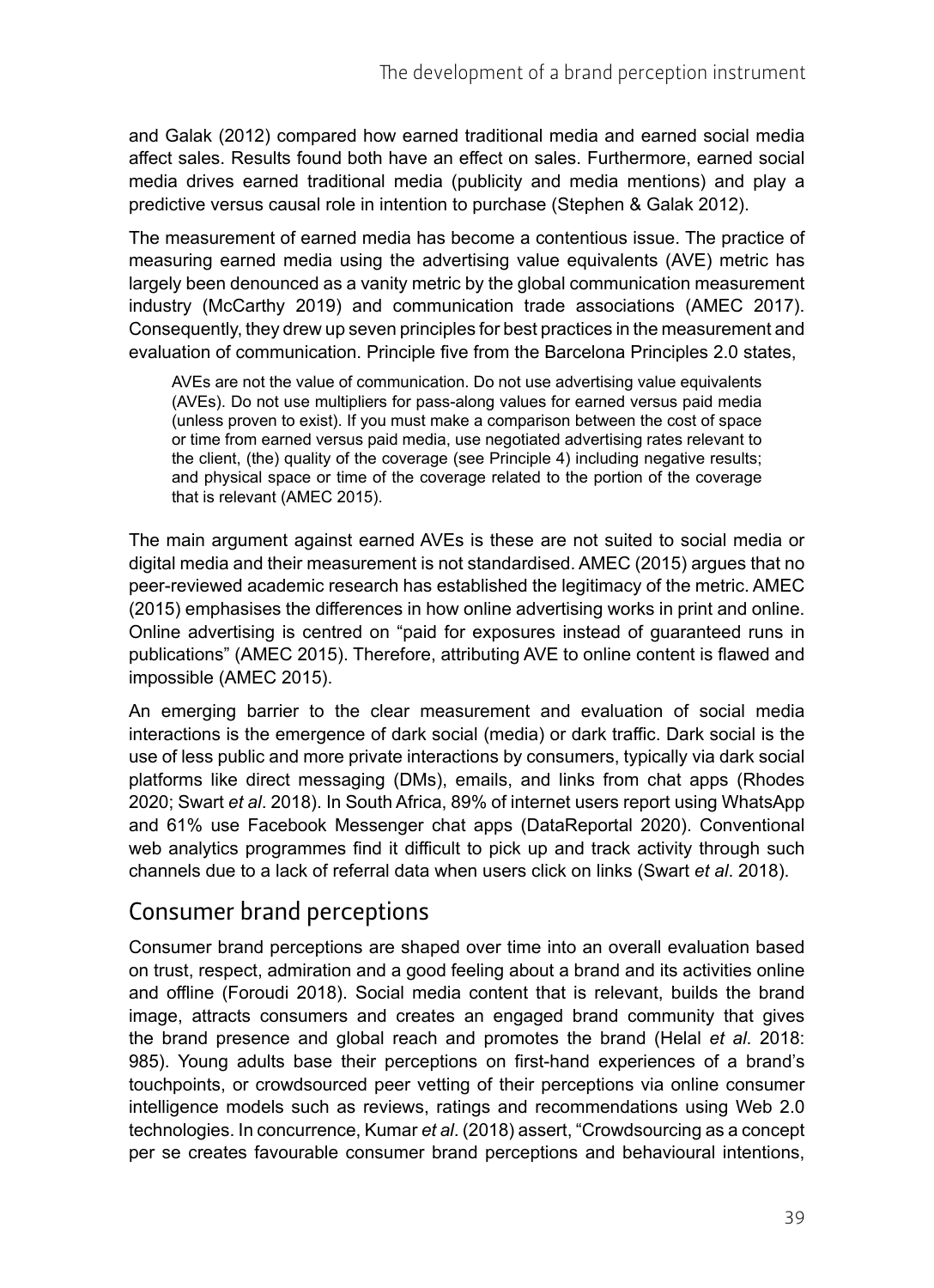and Galak (2012) compared how earned traditional media and earned social media affect sales. Results found both have an effect on sales. Furthermore, earned social media drives earned traditional media (publicity and media mentions) and play a predictive versus causal role in intention to purchase (Stephen & Galak 2012).

The measurement of earned media has become a contentious issue. The practice of measuring earned media using the advertising value equivalents (AVE) metric has largely been denounced as a vanity metric by the global communication measurement industry (McCarthy 2019) and communication trade associations (AMEC 2017). Consequently, they drew up seven principles for best practices in the measurement and evaluation of communication. Principle five from the Barcelona Principles 2.0 states,

> AVEs are not the value of communication. Do not use advertising value equivalents (AVEs). Do not use multipliers for pass-along values for earned versus paid media (unless proven to exist). If you must make a comparison between the cost of space or time from earned versus paid media, use negotiated advertising rates relevant to the client, (the) quality of the coverage (see Principle 4) including negative results; and physical space or time of the coverage related to the portion of the coverage that is relevant (AMEC 2015).

The main argument against earned AVEs is these are not suited to social media or digital media and their measurement is not standardised. AMEC (2015) argues that no peer-reviewed academic research has established the legitimacy of the metric. AMEC (2015) emphasises the differences in how online advertising works in print and online. Online advertising is centred on "paid for exposures instead of guaranteed runs in publications" (AMEC 2015). Therefore, attributing AVE to online content is flawed and impossible (AMEC 2015).

An emerging barrier to the clear measurement and evaluation of social media interactions is the emergence of dark social (media) or dark traffic. Dark social is the use of less public and more private interactions by consumers, typically via dark social platforms like direct messaging (DMs), emails, and links from chat apps (Rhodes 2020; Swart *et al*. 2018). In South Africa, 89% of internet users report using WhatsApp and 61% use Facebook Messenger chat apps (DataReportal 2020). Conventional web analytics programmes find it difficult to pick up and track activity through such channels due to a lack of referral data when users click on links (Swart *et al*. 2018).

## Consumer brand perceptions

Consumer brand perceptions are shaped over time into an overall evaluation based on trust, respect, admiration and a good feeling about a brand and its activities online and offline (Foroudi 2018). Social media content that is relevant, builds the brand image, attracts consumers and creates an engaged brand community that gives the brand presence and global reach and promotes the brand (Helal *et al*. 2018: 985). Young adults base their perceptions on first-hand experiences of a brand's touchpoints, or crowdsourced peer vetting of their perceptions via online consumer intelligence models such as reviews, ratings and recommendations using Web 2.0 technologies. In concurrence, Kumar *et al*. (2018) assert, "Crowdsourcing as a concept per se creates favourable consumer brand perceptions and behavioural intentions,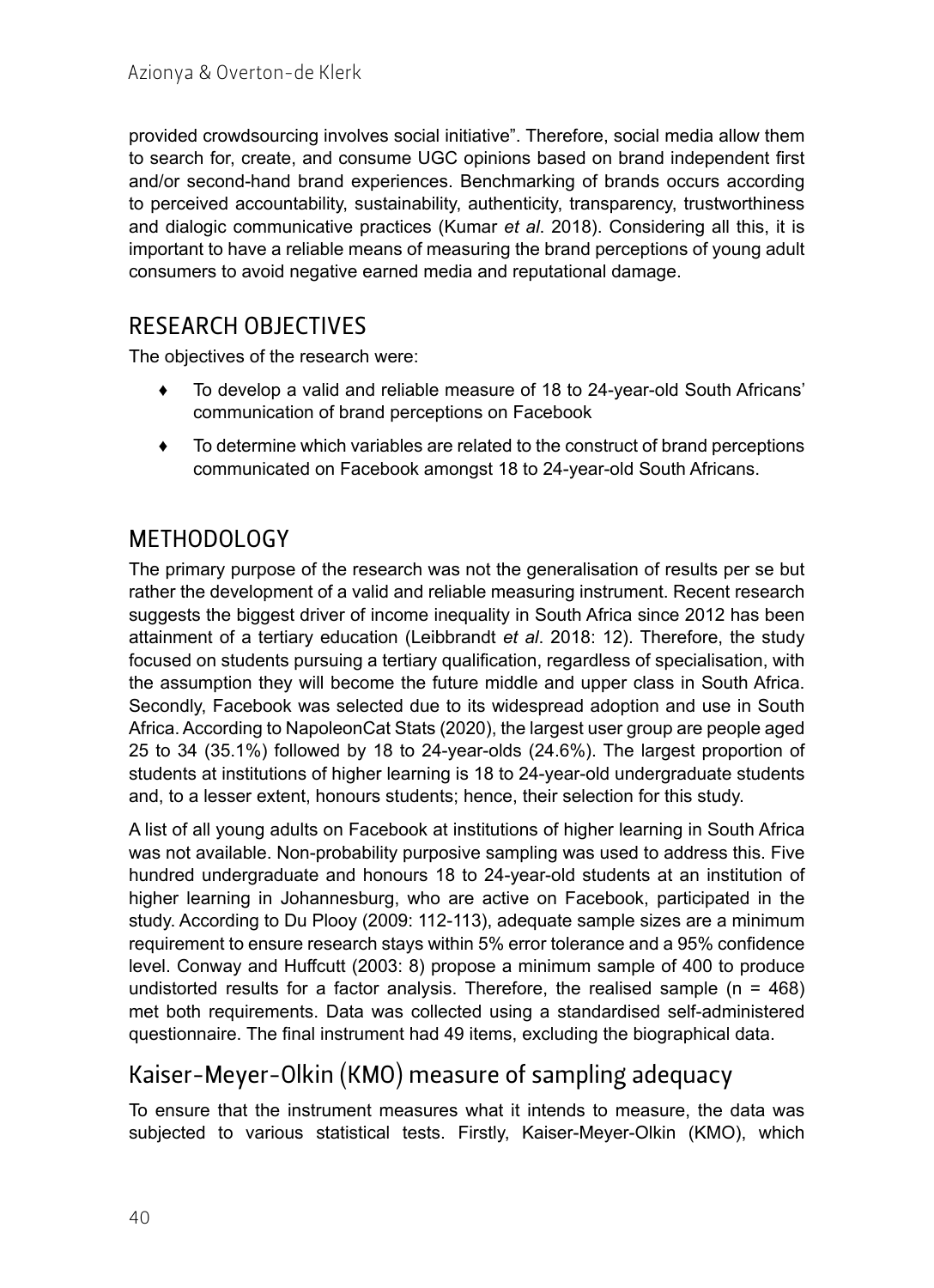provided crowdsourcing involves social initiative". Therefore, social media allow them to search for, create, and consume UGC opinions based on brand independent first and/or second-hand brand experiences. Benchmarking of brands occurs according to perceived accountability, sustainability, authenticity, transparency, trustworthiness and dialogic communicative practices (Kumar *et al*. 2018). Considering all this, it is important to have a reliable means of measuring the brand perceptions of young adult consumers to avoid negative earned media and reputational damage.

## RESEARCH OBJECTIVES

The objectives of the research were:

- To develop a valid and reliable measure of 18 to 24-year-old South Africans' communication of brand perceptions on Facebook
- To determine which variables are related to the construct of brand perceptions communicated on Facebook amongst 18 to 24-year-old South Africans.

## METHODOLOGY

The primary purpose of the research was not the generalisation of results per se but rather the development of a valid and reliable measuring instrument. Recent research suggests the biggest driver of income inequality in South Africa since 2012 has been attainment of a tertiary education (Leibbrandt *et al*. 2018: 12). Therefore, the study focused on students pursuing a tertiary qualification, regardless of specialisation, with the assumption they will become the future middle and upper class in South Africa. Secondly, Facebook was selected due to its widespread adoption and use in South Africa. According to NapoleonCat Stats (2020), the largest user group are people aged 25 to 34 (35.1%) followed by 18 to 24-year-olds (24.6%). The largest proportion of students at institutions of higher learning is 18 to 24-year-old undergraduate students and, to a lesser extent, honours students; hence, their selection for this study.

A list of all young adults on Facebook at institutions of higher learning in South Africa was not available. Non-probability purposive sampling was used to address this. Five hundred undergraduate and honours 18 to 24-year-old students at an institution of higher learning in Johannesburg, who are active on Facebook, participated in the study. According to Du Plooy (2009: 112-113), adequate sample sizes are a minimum requirement to ensure research stays within 5% error tolerance and a 95% confidence level. Conway and Huffcutt (2003: 8) propose a minimum sample of 400 to produce undistorted results for a factor analysis. Therefore, the realised sample ($n = 468$) met both requirements. Data was collected using a standardised self-administered questionnaire. The final instrument had 49 items, excluding the biographical data.

### Kaiser-Meyer-Olkin (KMO) measure of sampling adequacy

To ensure that the instrument measures what it intends to measure, the data was subjected to various statistical tests. Firstly, Kaiser-Meyer-Olkin (KMO), which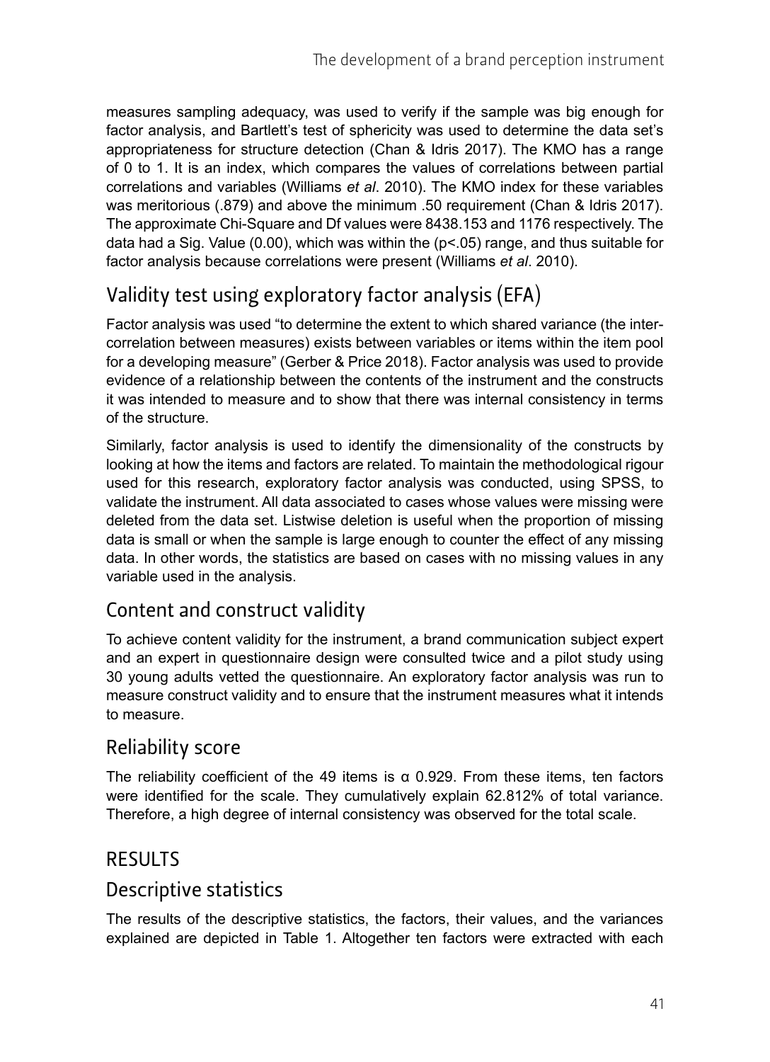measures sampling adequacy, was used to verify if the sample was big enough for factor analysis, and Bartlett's test of sphericity was used to determine the data set's appropriateness for structure detection (Chan & Idris 2017). The KMO has a range of 0 to 1. It is an index, which compares the values of correlations between partial correlations and variables (Williams *et al*. 2010). The KMO index for these variables was meritorious (.879) and above the minimum .50 requirement (Chan & Idris 2017). The approximate Chi-Square and Df values were 8438.153 and 1176 respectively. The data had a Sig. Value (0.00), which was within the ($p<.05$) range, and thus suitable for factor analysis because correlations were present (Williams *et al*. 2010).

## Validity test using exploratory factor analysis (EFA)

Factor analysis was used "to determine the extent to which shared variance (the inter-correlation between measures) exists between variables or items within the item pool for a developing measure" (Gerber & Price 2018). Factor analysis was used to provide evidence of a relationship between the contents of the instrument and the constructs it was intended to measure and to show that there was internal consistency in terms of the structure.

Similarly, factor analysis is used to identify the dimensionality of the constructs by looking at how the items and factors are related. To maintain the methodological rigour used for this research, exploratory factor analysis was conducted, using SPSS, to validate the instrument. All data associated to cases whose values were missing were deleted from the data set. Listwise deletion is useful when the proportion of missing data is small or when the sample is large enough to counter the effect of any missing data. In other words, the statistics are based on cases with no missing values in any variable used in the analysis.

## Content and construct validity

To achieve content validity for the instrument, a brand communication subject expert and an expert in questionnaire design were consulted twice and a pilot study using 30 young adults vetted the questionnaire. An exploratory factor analysis was run to measure construct validity and to ensure that the instrument measures what it intends to measure.

## Reliability score

The reliability coefficient of the 49 items is $\alpha$ 0.929. From these items, ten factors were identified for the scale. They cumulatively explain 62.812% of total variance. Therefore, a high degree of internal consistency was observed for the total scale.

# RESULTS

## Descriptive statistics

The results of the descriptive statistics, the factors, their values, and the variances explained are depicted in Table 1. Altogether ten factors were extracted with each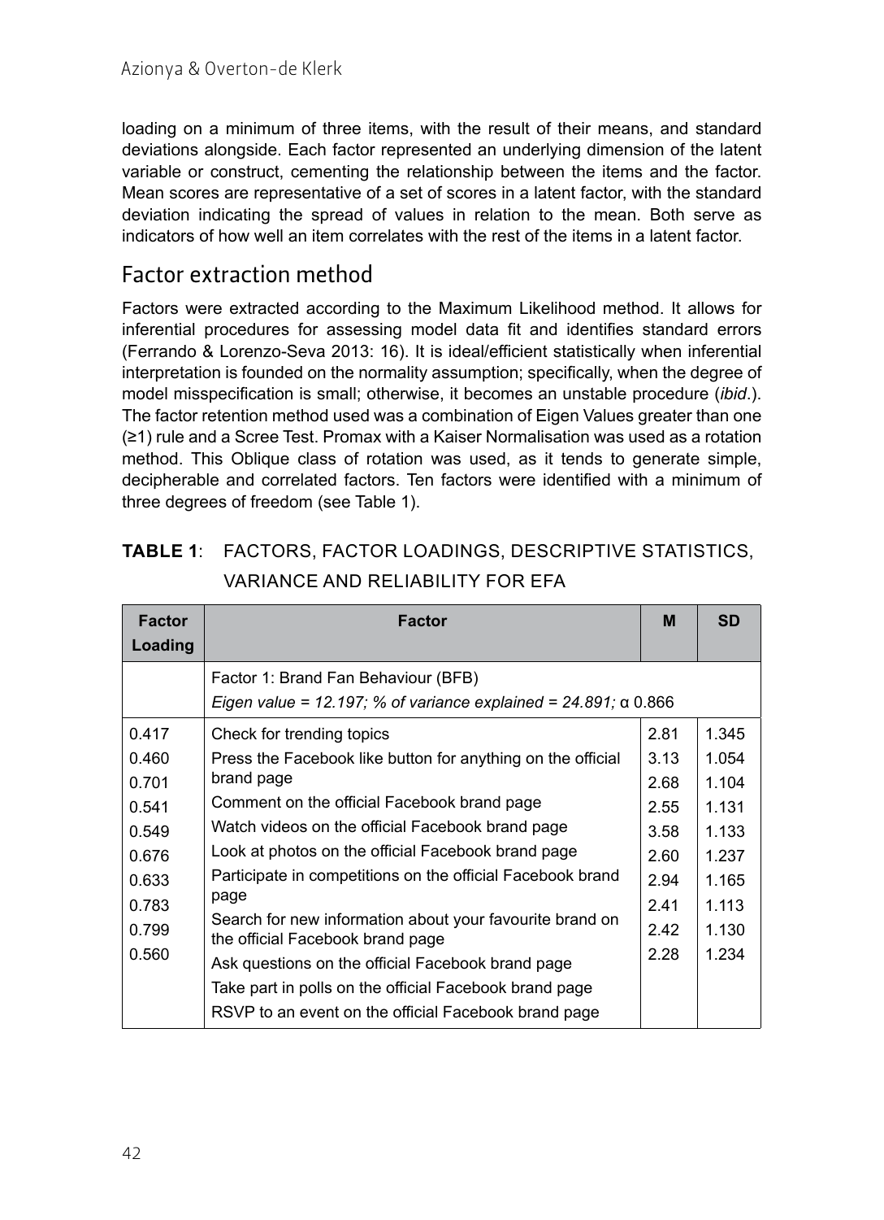loading on a minimum of three items, with the result of their means, and standard deviations alongside. Each factor represented an underlying dimension of the latent variable or construct, cementing the relationship between the items and the factor. Mean scores are representative of a set of scores in a latent factor, with the standard deviation indicating the spread of values in relation to the mean. Both serve as indicators of how well an item correlates with the rest of the items in a latent factor.

## Factor extraction method

Factors were extracted according to the Maximum Likelihood method. It allows for inferential procedures for assessing model data fit and identifies standard errors (Ferrando & Lorenzo-Seva 2013: 16). It is ideal/efficient statistically when inferential interpretation is founded on the normality assumption; specifically, when the degree of model misspecification is small; otherwise, it becomes an unstable procedure (*ibid*.). The factor retention method used was a combination of Eigen Values greater than one (≥1) rule and a Scree Test. Promax with a Kaiser Normalisation was used as a rotation method. This Oblique class of rotation was used, as it tends to generate simple, decipherable and correlated factors. Ten factors were identified with a minimum of three degrees of freedom (see Table 1).

**TABLE 1**: FACTORS, FACTOR LOADINGS, DESCRIPTIVE STATISTICS, VARIANCE AND RELIABILITY FOR EFA

| Factor Loading | Factor | M | SD |
|---|---|---|---|
| | Factor 1: Brand Fan Behaviour (BFB)<br>*Eigen value = 12.197; % of variance explained = 24.891;* α 0.866 | | |
| 0.417 | Check for trending topics | 2.81 | 1.345 |
| 0.460 | Press the Facebook like button for anything on the official brand page | 3.13 | 1.054 |
| 0.701 | Comment on the official Facebook brand page | 2.68 | 1.104 |
| 0.541 | Watch videos on the official Facebook brand page | 2.55 | 1.131 |
| 0.549 | Look at photos on the official Facebook brand page | 3.58 | 1.133 |
| 0.676 | Participate in competitions on the official Facebook brand page | 2.60 | 1.237 |
| 0.633 | Search for new information about your favourite brand on the official Facebook brand page | 2.94 | 1.165 |
| 0.783 | Ask questions on the official Facebook brand page | 2.41 | 1.113 |
| 0.799 | Take part in polls on the official Facebook brand page | 2.42 | 1.130 |
| 0.560 | RSVP to an event on the official Facebook brand page | 2.28 | 1.234 |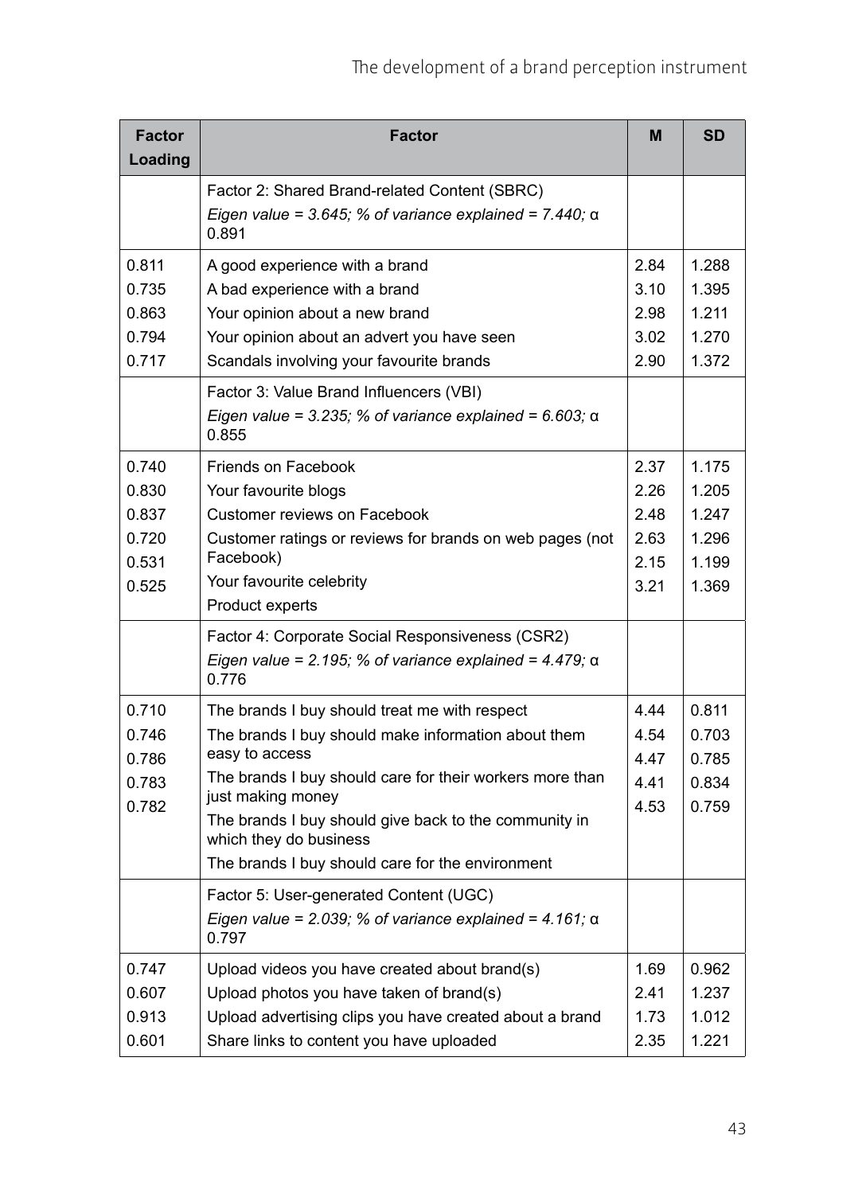| Factor Loading | Factor | M | SD |
|---|---|---|---|
| | Factor 2: Shared Brand-related Content (SBRC) *Eigen value = 3.645; % of variance explained = 7.440;* α 0.891 | | |
| 0.811 | A good experience with a brand | 2.84 | 1.288 |
| 0.735 | A bad experience with a brand | 3.10 | 1.395 |
| 0.863 | Your opinion about a new brand | 2.98 | 1.211 |
| 0.794 | Your opinion about an advert you have seen | 3.02 | 1.270 |
| 0.717 | Scandals involving your favourite brands | 2.90 | 1.372 |
| | Factor 3: Value Brand Influencers (VBI) *Eigen value = 3.235; % of variance explained = 6.603;* α 0.855 | | |
| 0.740 | Friends on Facebook | 2.37 | 1.175 |
| 0.830 | Your favourite blogs | 2.26 | 1.205 |
| 0.837 | Customer reviews on Facebook | 2.48 | 1.247 |
| 0.720 | Customer ratings or reviews for brands on web pages (not Facebook) | 2.63 | 1.296 |
| 0.531 | Your favourite celebrity | 2.15 | 1.199 |
| 0.525 | Product experts | 3.21 | 1.369 |
| | Factor 4: Corporate Social Responsiveness (CSR2) *Eigen value = 2.195; % of variance explained = 4.479;* α 0.776 | | |
| 0.710 | The brands I buy should treat me with respect | 4.44 | 0.811 |
| 0.746 | The brands I buy should make information about them easy to access | 4.54 | 0.703 |
| 0.786 | The brands I buy should care for their workers more than just making money | 4.47 | 0.785 |
| 0.783 | The brands I buy should give back to the community in which they do business | 4.41 | 0.834 |
| 0.782 | The brands I buy should care for the environment | 4.53 | 0.759 |
| | Factor 5: User-generated Content (UGC) *Eigen value = 2.039; % of variance explained = 4.161;* α 0.797 | | |
| 0.747 | Upload videos you have created about brand(s) | 1.69 | 0.962 |
| 0.607 | Upload photos you have taken of brand(s) | 2.41 | 1.237 |
| 0.913 | Upload advertising clips you have created about a brand | 1.73 | 1.012 |
| 0.601 | Share links to content you have uploaded | 2.35 | 1.221 |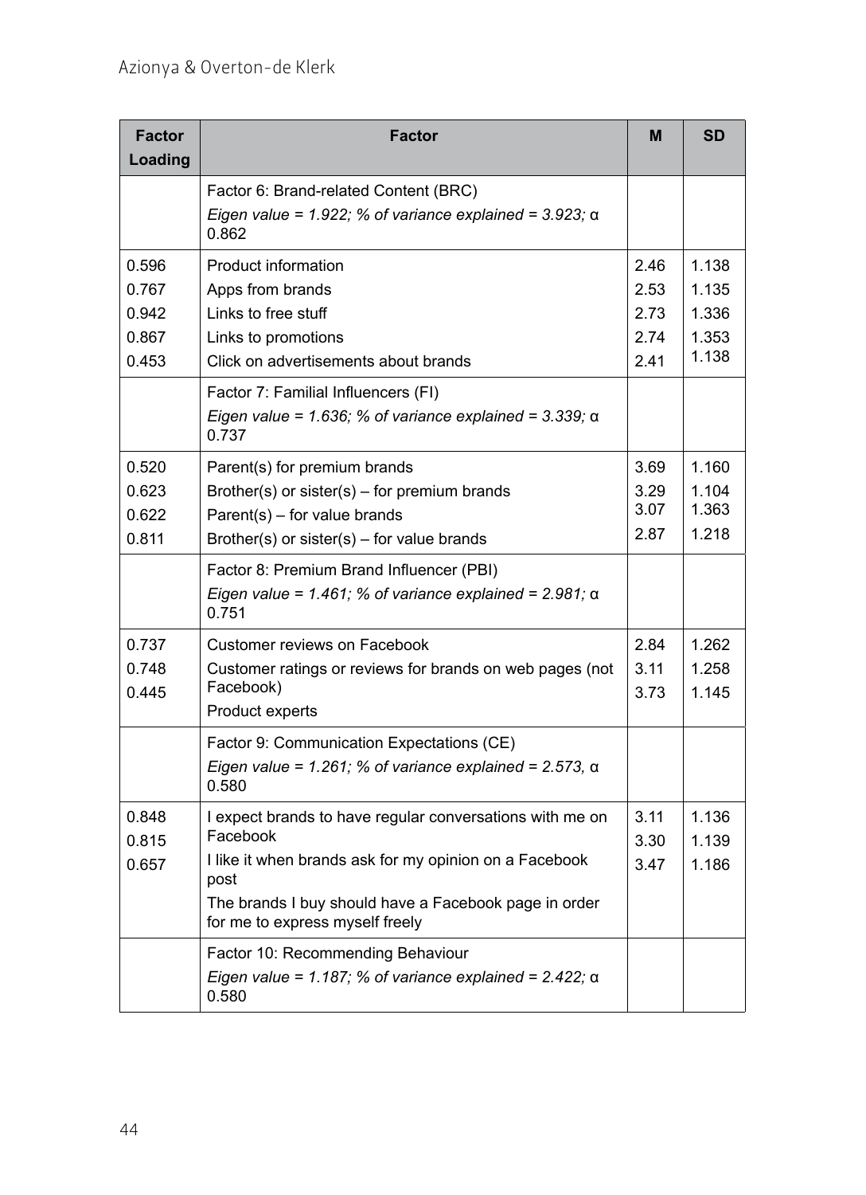| Factor Loading | Factor | M | SD |
|---|---|---|---|
| | Factor 6: Brand-related Content (BRC) *Eigen value = 1.922; % of variance explained = 3.923;* α 0.862 | | |
| 0.596 | Product information | 2.46 | 1.138 |
| 0.767 | Apps from brands | 2.53 | 1.135 |
| 0.942 | Links to free stuff | 2.73 | 1.336 |
| 0.867 | Links to promotions | 2.74 | 1.353 |
| 0.453 | Click on advertisements about brands | 2.41 | 1.138 |
| | Factor 7: Familial Influencers (FI) *Eigen value = 1.636; % of variance explained = 3.339;* α 0.737 | | |
| 0.520 | Parent(s) for premium brands | 3.69 | 1.160 |
| 0.623 | Brother(s) or sister(s) – for premium brands | 3.29 | 1.104 |
| 0.622 | Parent(s) – for value brands | 3.07 | 1.363 |
| 0.811 | Brother(s) or sister(s) – for value brands | 2.87 | 1.218 |
| | Factor 8: Premium Brand Influencer (PBI) *Eigen value = 1.461; % of variance explained = 2.981;* α 0.751 | | |
| 0.737 | Customer reviews on Facebook | 2.84 | 1.262 |
| 0.748 | Customer ratings or reviews for brands on web pages (not Facebook) | 3.11 | 1.258 |
| 0.445 | Product experts | 3.73 | 1.145 |
| | Factor 9: Communication Expectations (CE) *Eigen value = 1.261; % of variance explained = 2.573,* α 0.580 | | |
| 0.848 | I expect brands to have regular conversations with me on Facebook | 3.11 | 1.136 |
| 0.815 | I like it when brands ask for my opinion on a Facebook post | 3.30 | 1.139 |
| 0.657 | The brands I buy should have a Facebook page in order for me to express myself freely | 3.47 | 1.186 |
| | Factor 10: Recommending Behaviour *Eigen value = 1.187; % of variance explained = 2.422;* α 0.580 | | |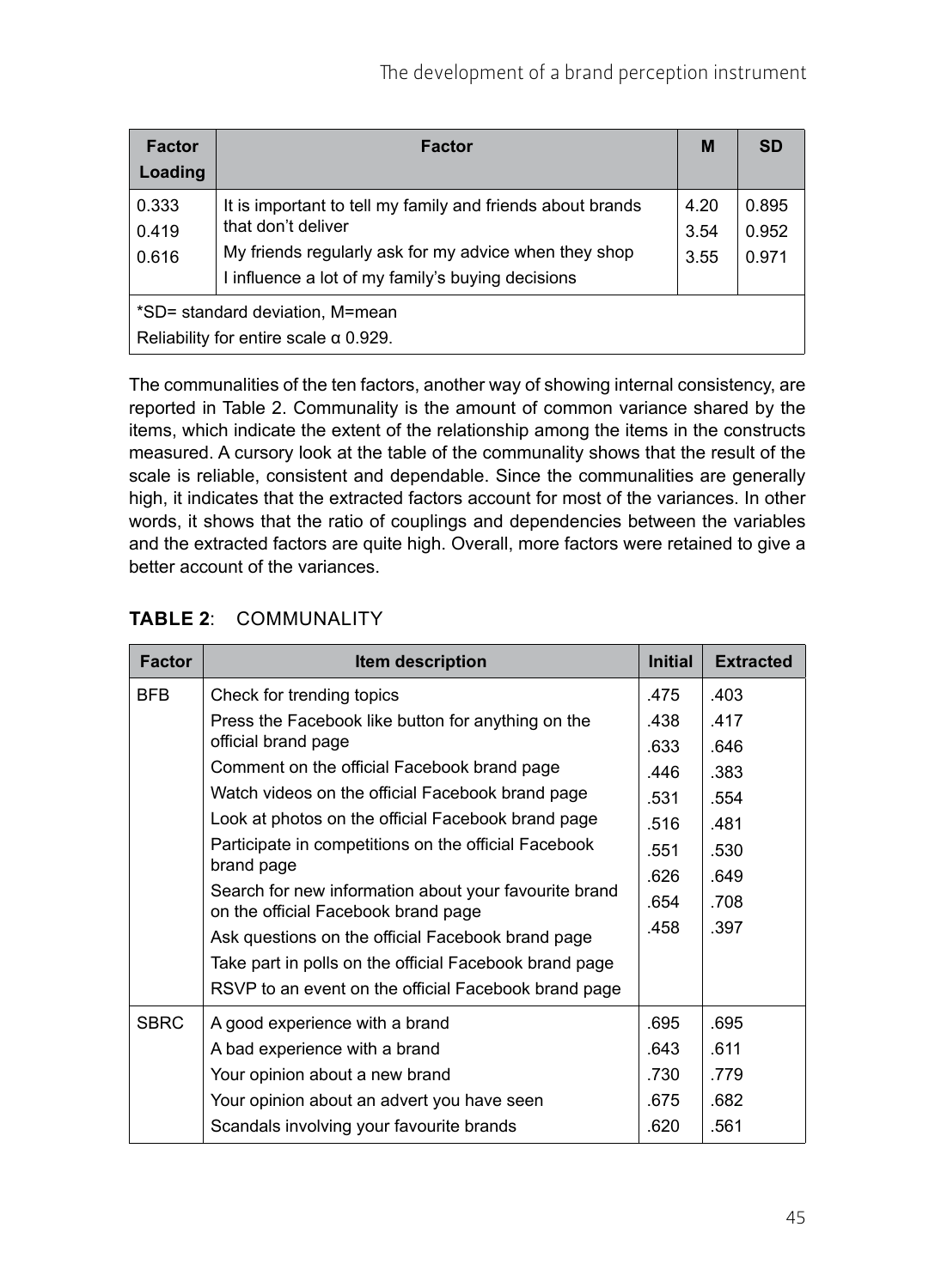| Factor Loading | Factor | M | SD |
|---|---|---|---|
| 0.333 | It is important to tell my family and friends about brands that don't deliver | 4.20 | 0.895 |
| 0.419 | My friends regularly ask for my advice when they shop | 3.54 | 0.952 |
| 0.616 | I influence a lot of my family's buying decisions | 3.55 | 0.971 |
| *SD= standard deviation, M=mean<br>Reliability for entire scale α 0.929. | | | |

The communalities of the ten factors, another way of showing internal consistency, are reported in Table 2. Communality is the amount of common variance shared by the items, which indicate the extent of the relationship among the items in the constructs measured. A cursory look at the table of the communality shows that the result of the scale is reliable, consistent and dependable. Since the communalities are generally high, it indicates that the extracted factors account for most of the variances. In other words, it shows that the ratio of couplings and dependencies between the variables and the extracted factors are quite high. Overall, more factors were retained to give a better account of the variances.

**TABLE 2**: COMMUNALITY

| Factor | Item description | Initial | Extracted |
|---|---|---|---|
| BFB | Check for trending topics | .475 | .403 |
| | Press the Facebook like button for anything on the official brand page | .438 | .417 |
| | Comment on the official Facebook brand page | .633 | .646 |
| | Watch videos on the official Facebook brand page | .446 | .383 |
| | Look at photos on the official Facebook brand page | .531 | .554 |
| | Participate in competitions on the official Facebook brand page | .516 | .481 |
| | Search for new information about your favourite brand on the official Facebook brand page | .551 | .530 |
| | Ask questions on the official Facebook brand page | .626 | .649 |
| | Take part in polls on the official Facebook brand page | .654 | .708 |
| | RSVP to an event on the official Facebook brand page | .458 | .397 |
| SBRC | A good experience with a brand | .695 | .695 |
| | A bad experience with a brand | .643 | .611 |
| | Your opinion about a new brand | .730 | .779 |
| | Your opinion about an advert you have seen | .675 | .682 |
| | Scandals involving your favourite brands | .620 | .561 |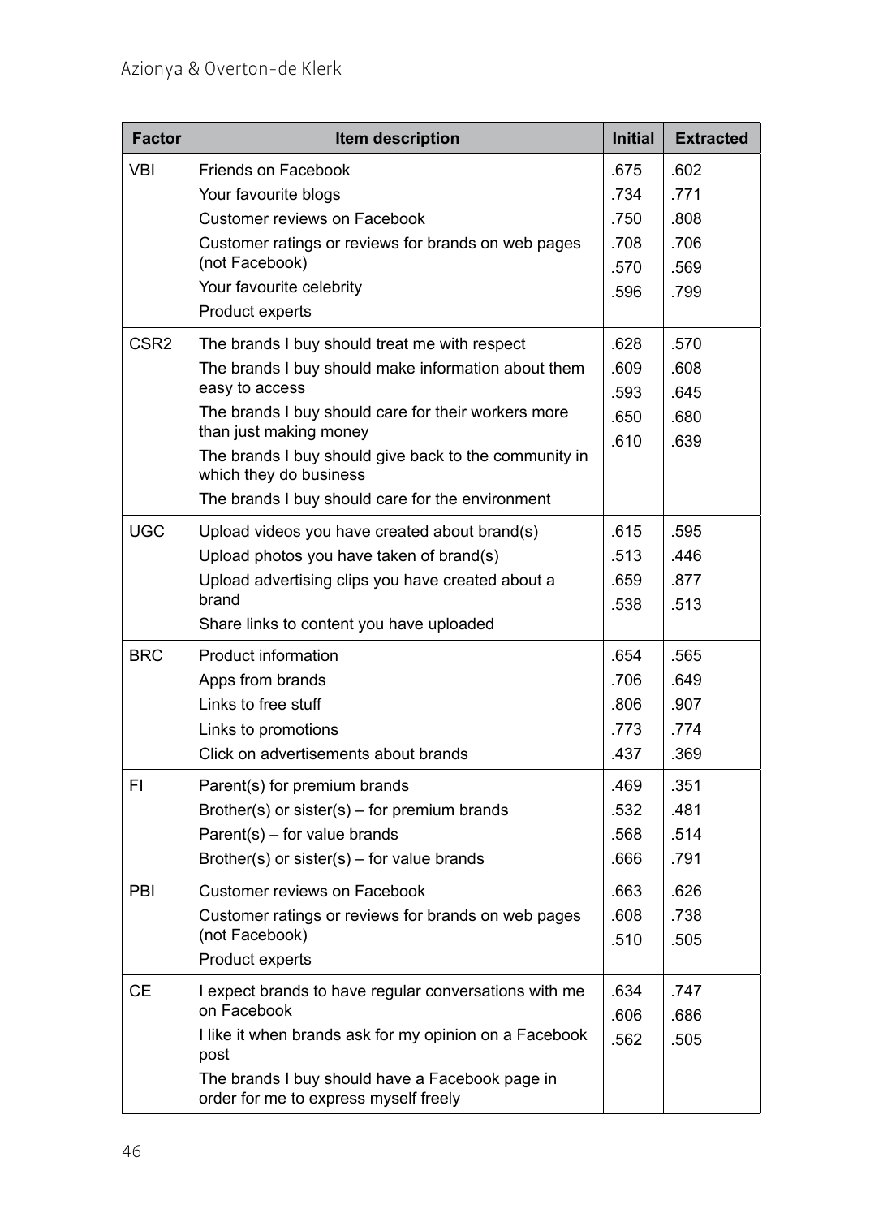| Factor | Item description | Initial | Extracted |
|---|---|---|---|
| VBI | Friends on Facebook | .675 | .602 |
| | Your favourite blogs | .734 | .771 |
| | Customer reviews on Facebook | .750 | .808 |
| | Customer ratings or reviews for brands on web pages (not Facebook) | .708 | .706 |
| | Your favourite celebrity | .570 | .569 |
| | Product experts | .596 | .799 |
| CSR2 | The brands I buy should treat me with respect | .628 | .570 |
| | The brands I buy should make information about them easy to access | .609 | .608 |
| | The brands I buy should care for their workers more than just making money | .593 | .645 |
| | The brands I buy should give back to the community in which they do business | .650 | .680 |
| | The brands I buy should care for the environment | .610 | .639 |
| UGC | Upload videos you have created about brand(s) | .615 | .595 |
| | Upload photos you have taken of brand(s) | .513 | .446 |
| | Upload advertising clips you have created about a brand | .659 | .877 |
| | Share links to content you have uploaded | .538 | .513 |
| BRC | Product information | .654 | .565 |
| | Apps from brands | .706 | .649 |
| | Links to free stuff | .806 | .907 |
| | Links to promotions | .773 | .774 |
| | Click on advertisements about brands | .437 | .369 |
| FI | Parent(s) for premium brands | .469 | .351 |
| | Brother(s) or sister(s) – for premium brands | .532 | .481 |
| | Parent(s) – for value brands | .568 | .514 |
| | Brother(s) or sister(s) – for value brands | .666 | .791 |
| PBI | Customer reviews on Facebook | .663 | .626 |
| | Customer ratings or reviews for brands on web pages (not Facebook) | .608 | .738 |
| | Product experts | .510 | .505 |
| CE | I expect brands to have regular conversations with me on Facebook | .634 | .747 |
| | I like it when brands ask for my opinion on a Facebook post | .606 | .686 |
| | The brands I buy should have a Facebook page in order for me to express myself freely | .562 | .505 |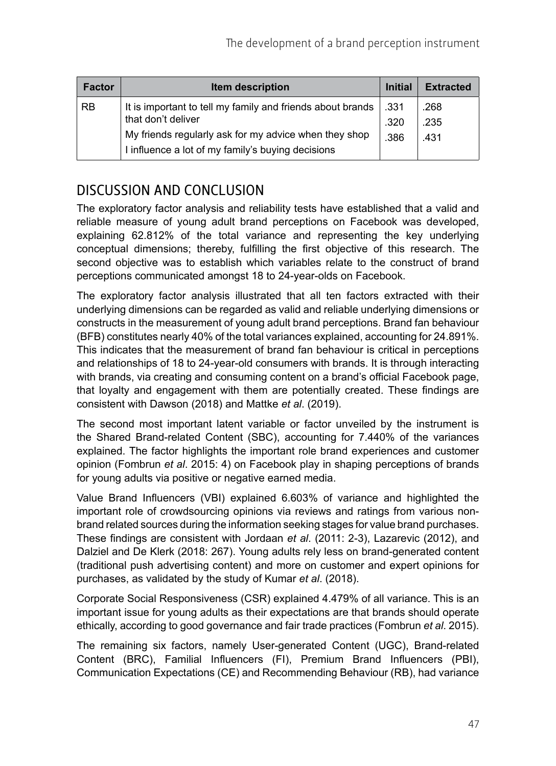| Factor | Item description | Initial | Extracted |
|---|---|---|---|
| RB | It is important to tell my family and friends about brands that don't deliver | .331 | .268 |
| | My friends regularly ask for my advice when they shop | .320 | .235 |
| | I influence a lot of my family's buying decisions | .386 | .431 |

## DISCUSSION AND CONCLUSION

The exploratory factor analysis and reliability tests have established that a valid and reliable measure of young adult brand perceptions on Facebook was developed, explaining 62.812% of the total variance and representing the key underlying conceptual dimensions; thereby, fulfilling the first objective of this research. The second objective was to establish which variables relate to the construct of brand perceptions communicated amongst 18 to 24-year-olds on Facebook.

The exploratory factor analysis illustrated that all ten factors extracted with their underlying dimensions can be regarded as valid and reliable underlying dimensions or constructs in the measurement of young adult brand perceptions. Brand fan behaviour (BFB) constitutes nearly 40% of the total variances explained, accounting for 24.891%. This indicates that the measurement of brand fan behaviour is critical in perceptions and relationships of 18 to 24-year-old consumers with brands. It is through interacting with brands, via creating and consuming content on a brand's official Facebook page, that loyalty and engagement with them are potentially created. These findings are consistent with Dawson (2018) and Mattke *et al*. (2019).

The second most important latent variable or factor unveiled by the instrument is the Shared Brand-related Content (SBC), accounting for 7.440% of the variances explained. The factor highlights the important role brand experiences and customer opinion (Fombrun *et al*. 2015: 4) on Facebook play in shaping perceptions of brands for young adults via positive or negative earned media.

Value Brand Influencers (VBI) explained 6.603% of variance and highlighted the important role of crowdsourcing opinions via reviews and ratings from various non-brand related sources during the information seeking stages for value brand purchases. These findings are consistent with Jordaan *et al*. (2011: 2-3), Lazarevic (2012), and Dalziel and De Klerk (2018: 267). Young adults rely less on brand-generated content (traditional push advertising content) and more on customer and expert opinions for purchases, as validated by the study of Kumar *et al*. (2018).

Corporate Social Responsiveness (CSR) explained 4.479% of all variance. This is an important issue for young adults as their expectations are that brands should operate ethically, according to good governance and fair trade practices (Fombrun *et al*. 2015).

The remaining six factors, namely User-generated Content (UGC), Brand-related Content (BRC), Familial Influencers (FI), Premium Brand Influencers (PBI), Communication Expectations (CE) and Recommending Behaviour (RB), had variance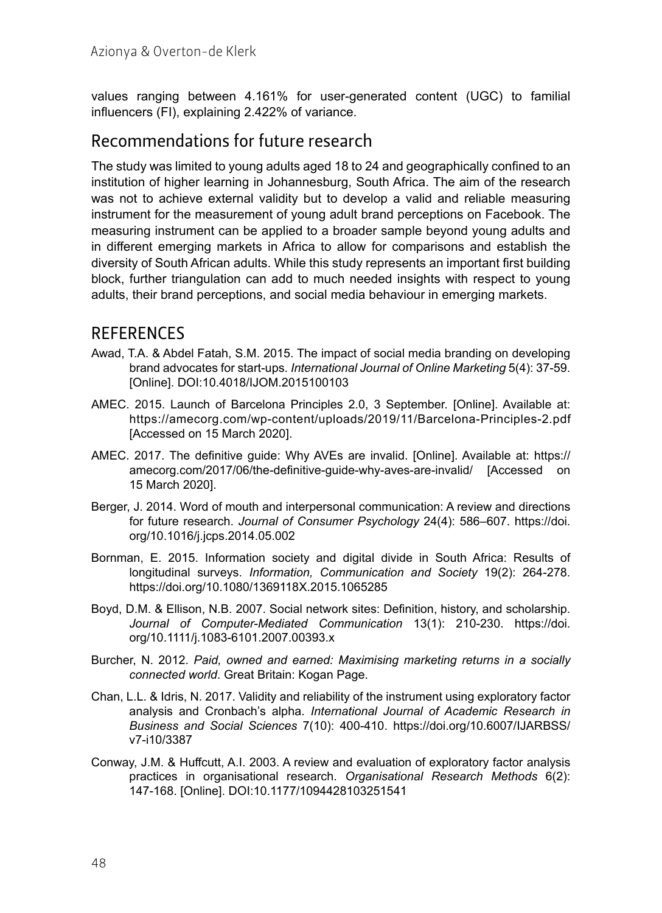values ranging between 4.161% for user-generated content (UGC) to familial influencers (FI), explaining 2.422% of variance.

## Recommendations for future research

The study was limited to young adults aged 18 to 24 and geographically confined to an institution of higher learning in Johannesburg, South Africa. The aim of the research was not to achieve external validity but to develop a valid and reliable measuring instrument for the measurement of young adult brand perceptions on Facebook. The measuring instrument can be applied to a broader sample beyond young adults and in different emerging markets in Africa to allow for comparisons and establish the diversity of South African adults. While this study represents an important first building block, further triangulation can add to much needed insights with respect to young adults, their brand perceptions, and social media behaviour in emerging markets.

# REFERENCES

Awad, T.A. & Abdel Fatah, S.M. 2015. The impact of social media branding on developing brand advocates for start-ups. *International Journal of Online Marketing* 5(4): 37-59. [Online]. DOI:10.4018/IJOM.2015100103

AMEC. 2015. Launch of Barcelona Principles 2.0, 3 September. [Online]. Available at: https://amecorg.com/wp-content/uploads/2019/11/Barcelona-Principles-2.pdf [Accessed on 15 March 2020].

AMEC. 2017. The definitive guide: Why AVEs are invalid. [Online]. Available at: https://amecorg.com/2017/06/the-definitive-guide-why-aves-are-invalid/ [Accessed on 15 March 2020].

Berger, J. 2014. Word of mouth and interpersonal communication: A review and directions for future research. *Journal of Consumer Psychology* 24(4): 586–607. https://doi.org/10.1016/j.jcps.2014.05.002

Bornman, E. 2015. Information society and digital divide in South Africa: Results of longitudinal surveys. *Information, Communication and Society* 19(2): 264-278. https://doi.org/10.1080/1369118X.2015.1065285

Boyd, D.M. & Ellison, N.B. 2007. Social network sites: Definition, history, and scholarship. *Journal of Computer-Mediated Communication* 13(1): 210-230. https://doi.org/10.1111/j.1083-6101.2007.00393.x

Burcher, N. 2012. *Paid, owned and earned: Maximising marketing returns in a socially connected world*. Great Britain: Kogan Page.

Chan, L.L. & Idris, N. 2017. Validity and reliability of the instrument using exploratory factor analysis and Cronbach's alpha. *International Journal of Academic Research in Business and Social Sciences* 7(10): 400-410. https://doi.org/10.6007/IJARBSS/v7-i10/3387

Conway, J.M. & Huffcutt, A.I. 2003. A review and evaluation of exploratory factor analysis practices in organisational research. *Organisational Research Methods* 6(2): 147-168. [Online]. DOI:10.1177/1094428103251541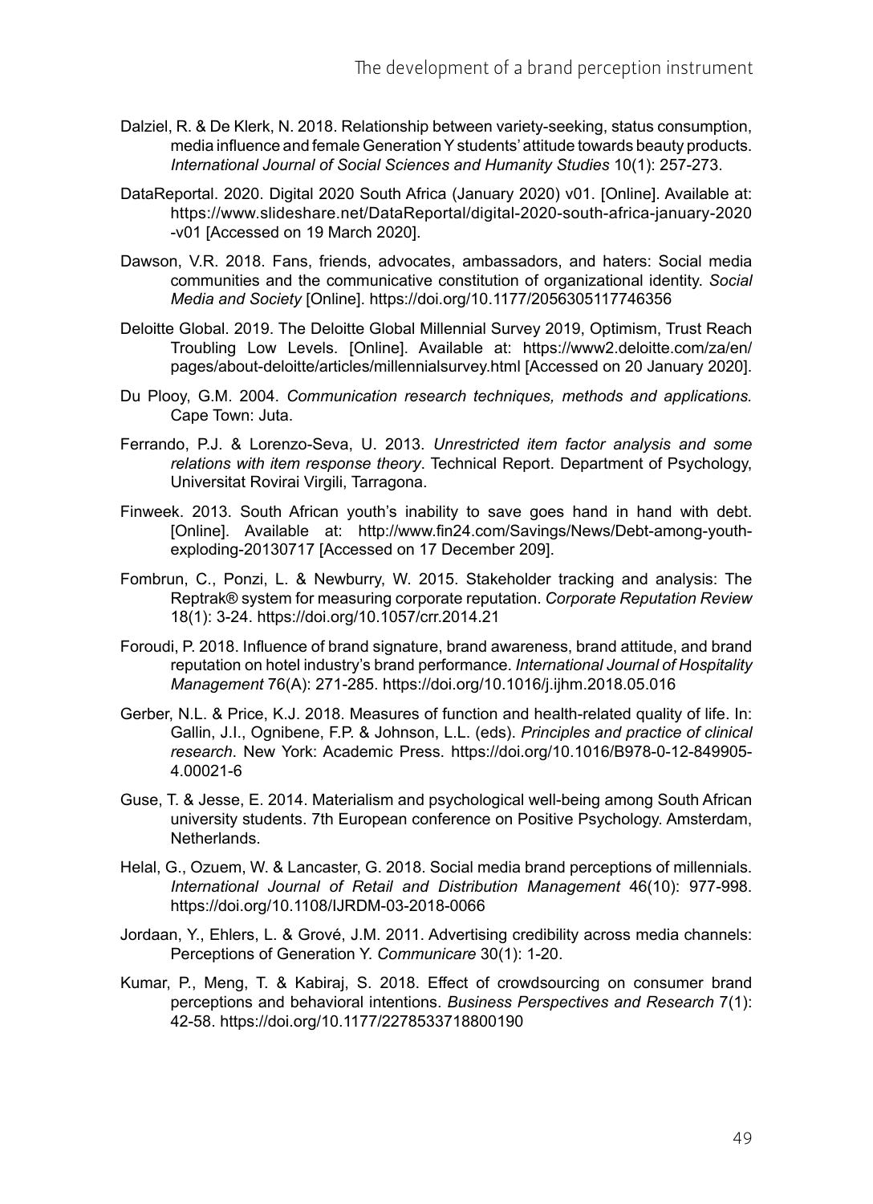Dalziel, R. & De Klerk, N. 2018. Relationship between variety-seeking, status consumption, media influence and female Generation Y students' attitude towards beauty products. *International Journal of Social Sciences and Humanity Studies* 10(1): 257-273.

DataReportal. 2020. Digital 2020 South Africa (January 2020) v01. [Online]. Available at: https://www.slideshare.net/DataReportal/digital-2020-south-africa-january-2020-v01 [Accessed on 19 March 2020].

Dawson, V.R. 2018. Fans, friends, advocates, ambassadors, and haters: Social media communities and the communicative constitution of organizational identity. *Social Media and Society* [Online]. https://doi.org/10.1177/2056305117746356

Deloitte Global. 2019. The Deloitte Global Millennial Survey 2019, Optimism, Trust Reach Troubling Low Levels. [Online]. Available at: https://www2.deloitte.com/za/en/pages/about-deloitte/articles/millennialsurvey.html [Accessed on 20 January 2020].

Du Plooy, G.M. 2004. *Communication research techniques, methods and applications.* Cape Town: Juta.

Ferrando, P.J. & Lorenzo-Seva, U. 2013. *Unrestricted item factor analysis and some relations with item response theory*. Technical Report. Department of Psychology, Universitat Rovirai Virgili, Tarragona.

Finweek. 2013. South African youth's inability to save goes hand in hand with debt. [Online]. Available at: http://www.fin24.com/Savings/News/Debt-among-youth-exploding-20130717 [Accessed on 17 December 209].

Fombrun, C., Ponzi, L. & Newburry, W. 2015. Stakeholder tracking and analysis: The Reptrak® system for measuring corporate reputation. *Corporate Reputation Review* 18(1): 3-24. https://doi.org/10.1057/crr.2014.21

Foroudi, P. 2018. Influence of brand signature, brand awareness, brand attitude, and brand reputation on hotel industry's brand performance. *International Journal of Hospitality Management* 76(A): 271-285. https://doi.org/10.1016/j.ijhm.2018.05.016

Gerber, N.L. & Price, K.J. 2018. Measures of function and health-related quality of life. In: Gallin, J.I., Ognibene, F.P. & Johnson, L.L. (eds). *Principles and practice of clinical research*. New York: Academic Press. https://doi.org/10.1016/B978-0-12-849905-4.00021-6

Guse, T. & Jesse, E. 2014. Materialism and psychological well-being among South African university students. 7th European conference on Positive Psychology. Amsterdam, Netherlands.

Helal, G., Ozuem, W. & Lancaster, G. 2018. Social media brand perceptions of millennials. *International Journal of Retail and Distribution Management* 46(10): 977-998. https://doi.org/10.1108/IJRDM-03-2018-0066

Jordaan, Y., Ehlers, L. & Grové, J.M. 2011. Advertising credibility across media channels: Perceptions of Generation Y. *Communicare* 30(1): 1-20.

Kumar, P., Meng, T. & Kabiraj, S. 2018. Effect of crowdsourcing on consumer brand perceptions and behavioral intentions. *Business Perspectives and Research* 7(1): 42-58. https://doi.org/10.1177/2278533718800190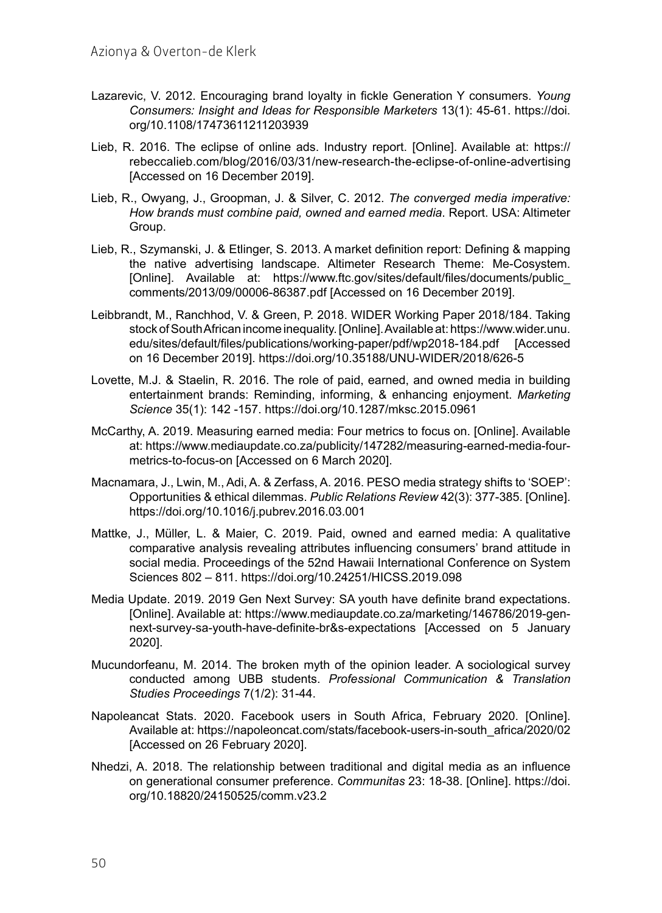Lazarevic, V. 2012. Encouraging brand loyalty in fickle Generation Y consumers. *Young Consumers: Insight and Ideas for Responsible Marketers* 13(1): 45-61. https://doi.org/10.1108/17473611211203939

Lieb, R. 2016. The eclipse of online ads. Industry report. [Online]. Available at: https://rebeccalieb.com/blog/2016/03/31/new-research-the-eclipse-of-online-advertising [Accessed on 16 December 2019].

Lieb, R., Owyang, J., Groopman, J. & Silver, C. 2012. *The converged media imperative: How brands must combine paid, owned and earned media*. Report. USA: Altimeter Group.

Lieb, R., Szymanski, J. & Etlinger, S. 2013. A market definition report: Defining & mapping the native advertising landscape. Altimeter Research Theme: Me-Cosystem. [Online]. Available at: https://www.ftc.gov/sites/default/files/documents/public_comments/2013/09/00006-86387.pdf [Accessed on 16 December 2019].

Leibbrandt, M., Ranchhod, V. & Green, P. 2018. WIDER Working Paper 2018/184. Taking stock of South African income inequality. [Online]. Available at: https://www.wider.unu.edu/sites/default/files/publications/working-paper/pdf/wp2018-184.pdf [Accessed on 16 December 2019]. https://doi.org/10.35188/UNU-WIDER/2018/626-5

Lovette, M.J. & Staelin, R. 2016. The role of paid, earned, and owned media in building entertainment brands: Reminding, informing, & enhancing enjoyment. *Marketing Science* 35(1): 142 -157. https://doi.org/10.1287/mksc.2015.0961

McCarthy, A. 2019. Measuring earned media: Four metrics to focus on. [Online]. Available at: https://www.mediaupdate.co.za/publicity/147282/measuring-earned-media-four-metrics-to-focus-on [Accessed on 6 March 2020].

Macnamara, J., Lwin, M., Adi, A. & Zerfass, A. 2016. PESO media strategy shifts to 'SOEP': Opportunities & ethical dilemmas. *Public Relations Review* 42(3): 377-385. [Online]. https://doi.org/10.1016/j.pubrev.2016.03.001

Mattke, J., Müller, L. & Maier, C. 2019. Paid, owned and earned media: A qualitative comparative analysis revealing attributes influencing consumers' brand attitude in social media. Proceedings of the 52nd Hawaii International Conference on System Sciences 802 – 811. https://doi.org/10.24251/HICSS.2019.098

Media Update. 2019. 2019 Gen Next Survey: SA youth have definite brand expectations. [Online]. Available at: https://www.mediaupdate.co.za/marketing/146786/2019-gen-next-survey-sa-youth-have-definite-br&s-expectations [Accessed on 5 January 2020].

Mucundorfeanu, M. 2014. The broken myth of the opinion leader. A sociological survey conducted among UBB students. *Professional Communication & Translation Studies Proceedings* 7(1/2): 31-44.

Napoleancat Stats. 2020. Facebook users in South Africa, February 2020. [Online]. Available at: https://napoleoncat.com/stats/facebook-users-in-south_africa/2020/02 [Accessed on 26 February 2020].

Nhedzi, A. 2018. The relationship between traditional and digital media as an influence on generational consumer preference. *Communitas* 23: 18-38. [Online]. https://doi.org/10.18820/24150525/comm.v23.2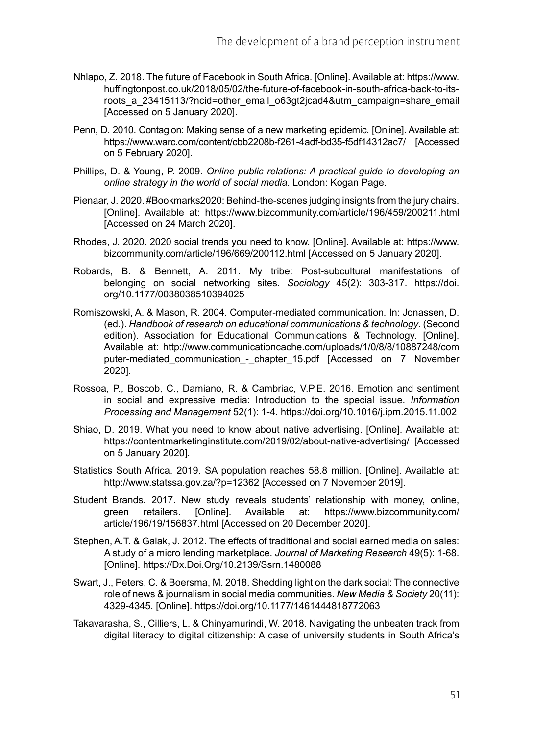Nhlapo, Z. 2018. The future of Facebook in South Africa. [Online]. Available at: https://www.huffingtonpost.co.uk/2018/05/02/the-future-of-facebook-in-south-africa-back-to-its-roots_a_23415113/?ncid=other_email_o63gt2jcad4&utm_campaign=share_email [Accessed on 5 January 2020].

Penn, D. 2010. Contagion: Making sense of a new marketing epidemic. [Online]. Available at: https://www.warc.com/content/cbb2208b-f261-4adf-bd35-f5df14312ac7/ [Accessed on 5 February 2020].

Phillips, D. & Young, P. 2009. *Online public relations: A practical guide to developing an online strategy in the world of social media*. London: Kogan Page.

Pienaar, J. 2020. #Bookmarks2020: Behind-the-scenes judging insights from the jury chairs. [Online]. Available at: https://www.bizcommunity.com/article/196/459/200211.html [Accessed on 24 March 2020].

Rhodes, J. 2020. 2020 social trends you need to know. [Online]. Available at: https://www.bizcommunity.com/article/196/669/200112.html [Accessed on 5 January 2020].

Robards, B. & Bennett, A. 2011. My tribe: Post-subcultural manifestations of belonging on social networking sites. *Sociology* 45(2): 303-317. https://doi.org/10.1177/0038038510394025

Romiszowski, A. & Mason, R. 2004. Computer-mediated communication. In: Jonassen, D. (ed.). *Handbook of research on educational communications & technology*. (Second edition). Association for Educational Communications & Technology. [Online]. Available at: http://www.communicationcache.com/uploads/1/0/8/8/10887248/computer-mediated_communication_-_chapter_15.pdf [Accessed on 7 November 2020].

Rossoa, P., Boscob, C., Damiano, R. & Cambriac, V.P.E. 2016. Emotion and sentiment in social and expressive media: Introduction to the special issue. *Information Processing and Management* 52(1): 1-4. https://doi.org/10.1016/j.ipm.2015.11.002

Shiao, D. 2019. What you need to know about native advertising. [Online]. Available at: https://contentmarketinginstitute.com/2019/02/about-native-advertising/ [Accessed on 5 January 2020].

Statistics South Africa. 2019. SA population reaches 58.8 million. [Online]. Available at: http://www.statssa.gov.za/?p=12362 [Accessed on 7 November 2019].

Student Brands. 2017. New study reveals students' relationship with money, online, green retailers. [Online]. Available at: https://www.bizcommunity.com/article/196/19/156837.html [Accessed on 20 December 2020].

Stephen, A.T. & Galak, J. 2012. The effects of traditional and social earned media on sales: A study of a micro lending marketplace. *Journal of Marketing Research* 49(5): 1-68. [Online]. https://Dx.Doi.Org/10.2139/Ssrn.1480088

Swart, J., Peters, C. & Boersma, M. 2018. Shedding light on the dark social: The connective role of news & journalism in social media communities. *New Media & Society* 20(11): 4329-4345. [Online]. https://doi.org/10.1177/1461444818772063

Takavarasha, S., Cilliers, L. & Chinyamurindi, W. 2018. Navigating the unbeaten track from digital literacy to digital citizenship: A case of university students in South Africa's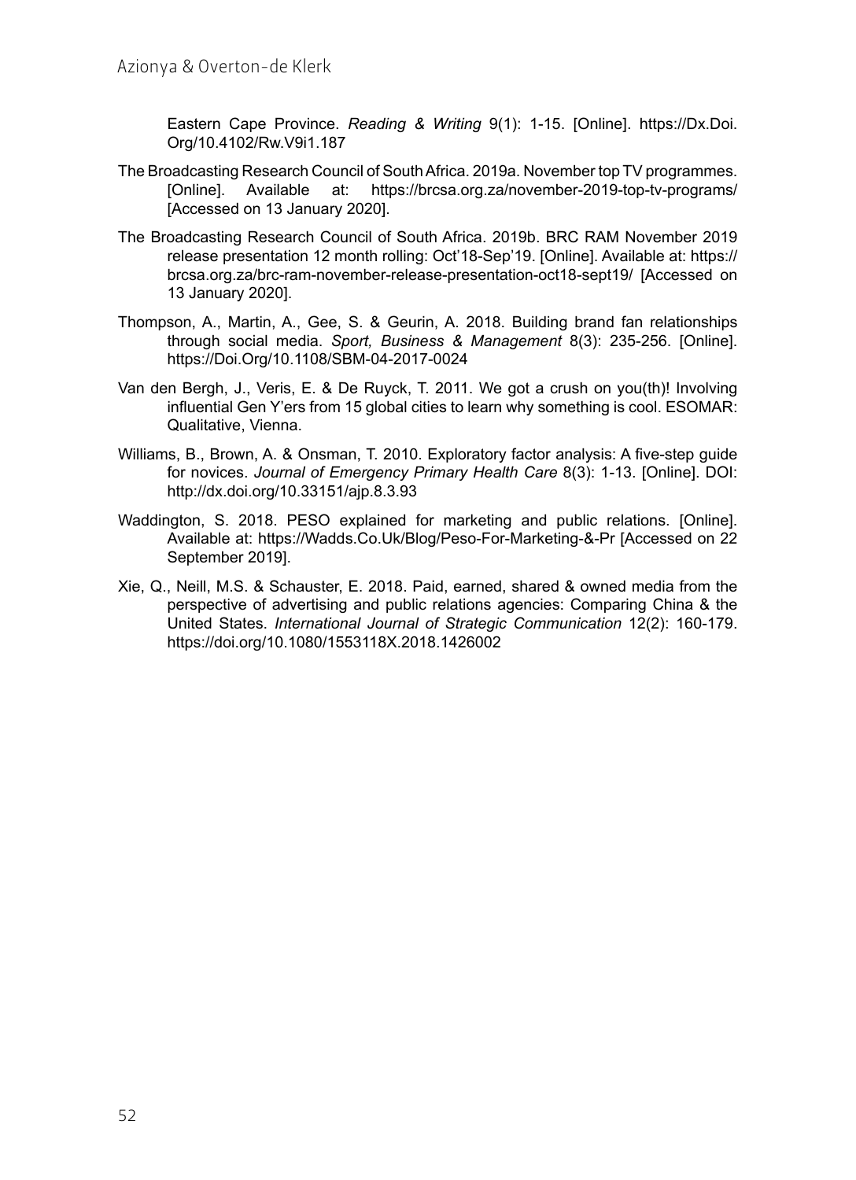Eastern Cape Province. *Reading & Writing* 9(1): 1-15. [Online]. https://Dx.Doi.Org/10.4102/Rw.V9i1.187

The Broadcasting Research Council of South Africa. 2019a. November top TV programmes. [Online]. Available at: https://brcsa.org.za/november-2019-top-tv-programs/ [Accessed on 13 January 2020].

The Broadcasting Research Council of South Africa. 2019b. BRC RAM November 2019 release presentation 12 month rolling: Oct'18-Sep'19. [Online]. Available at: https://brcsa.org.za/brc-ram-november-release-presentation-oct18-sept19/ [Accessed on 13 January 2020].

Thompson, A., Martin, A., Gee, S. & Geurin, A. 2018. Building brand fan relationships through social media. *Sport, Business & Management* 8(3): 235-256. [Online]. https://Doi.Org/10.1108/SBM-04-2017-0024

Van den Bergh, J., Veris, E. & De Ruyck, T. 2011. We got a crush on you(th)! Involving influential Gen Y'ers from 15 global cities to learn why something is cool. ESOMAR: Qualitative, Vienna.

Williams, B., Brown, A. & Onsman, T. 2010. Exploratory factor analysis: A five-step guide for novices. *Journal of Emergency Primary Health Care* 8(3): 1-13. [Online]. DOI: http://dx.doi.org/10.33151/ajp.8.3.93

Waddington, S. 2018. PESO explained for marketing and public relations. [Online]. Available at: https://Wadds.Co.Uk/Blog/Peso-For-Marketing-&-Pr [Accessed on 22 September 2019].

Xie, Q., Neill, M.S. & Schauster, E. 2018. Paid, earned, shared & owned media from the perspective of advertising and public relations agencies: Comparing China & the United States. *International Journal of Strategic Communication* 12(2): 160-179. https://doi.org/10.1080/1553118X.2018.1426002